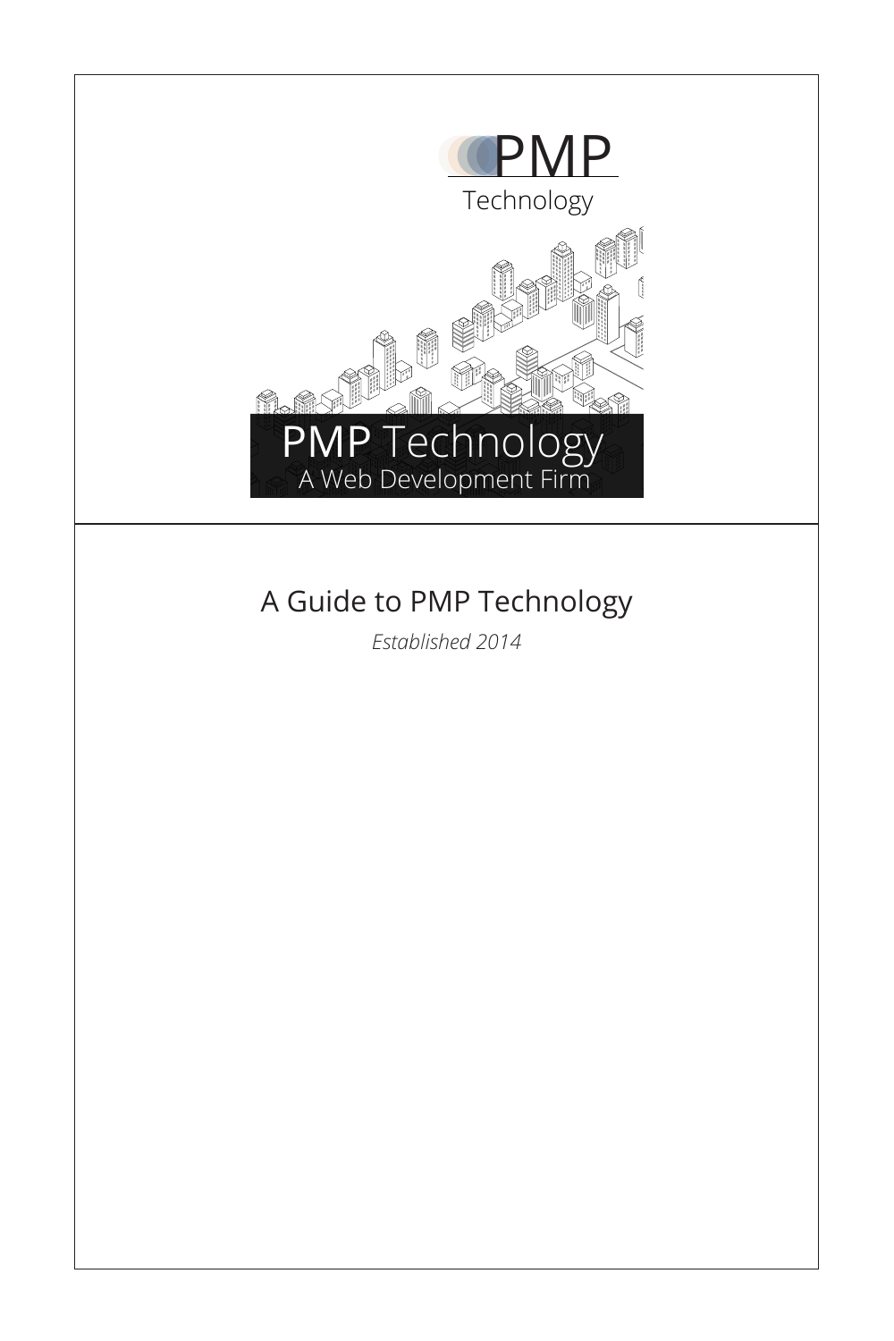PMP

Technology

PMP Technology

A Web Development Firm

# A Guide to PMP Technology

*Established 2014*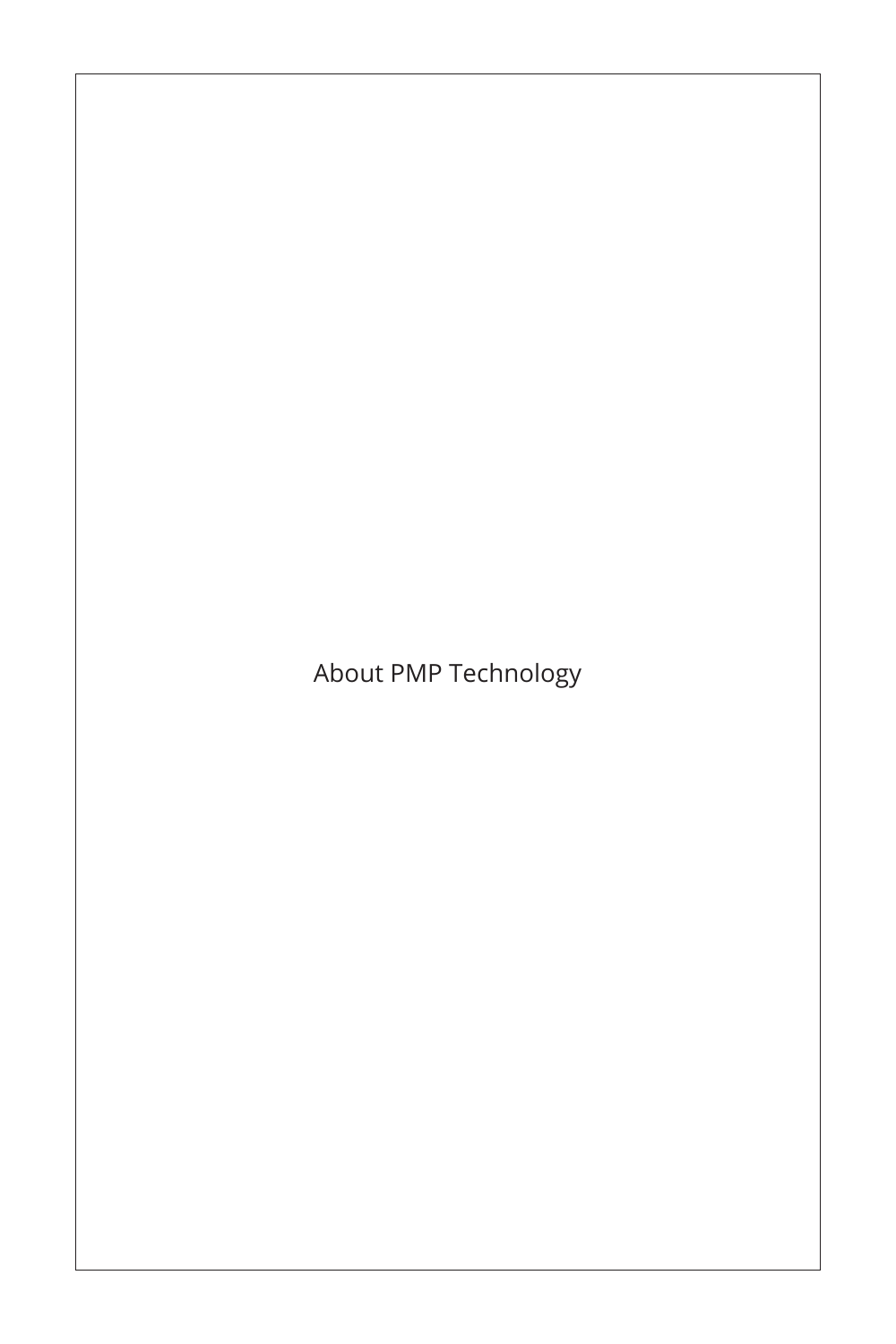# About PMP Technology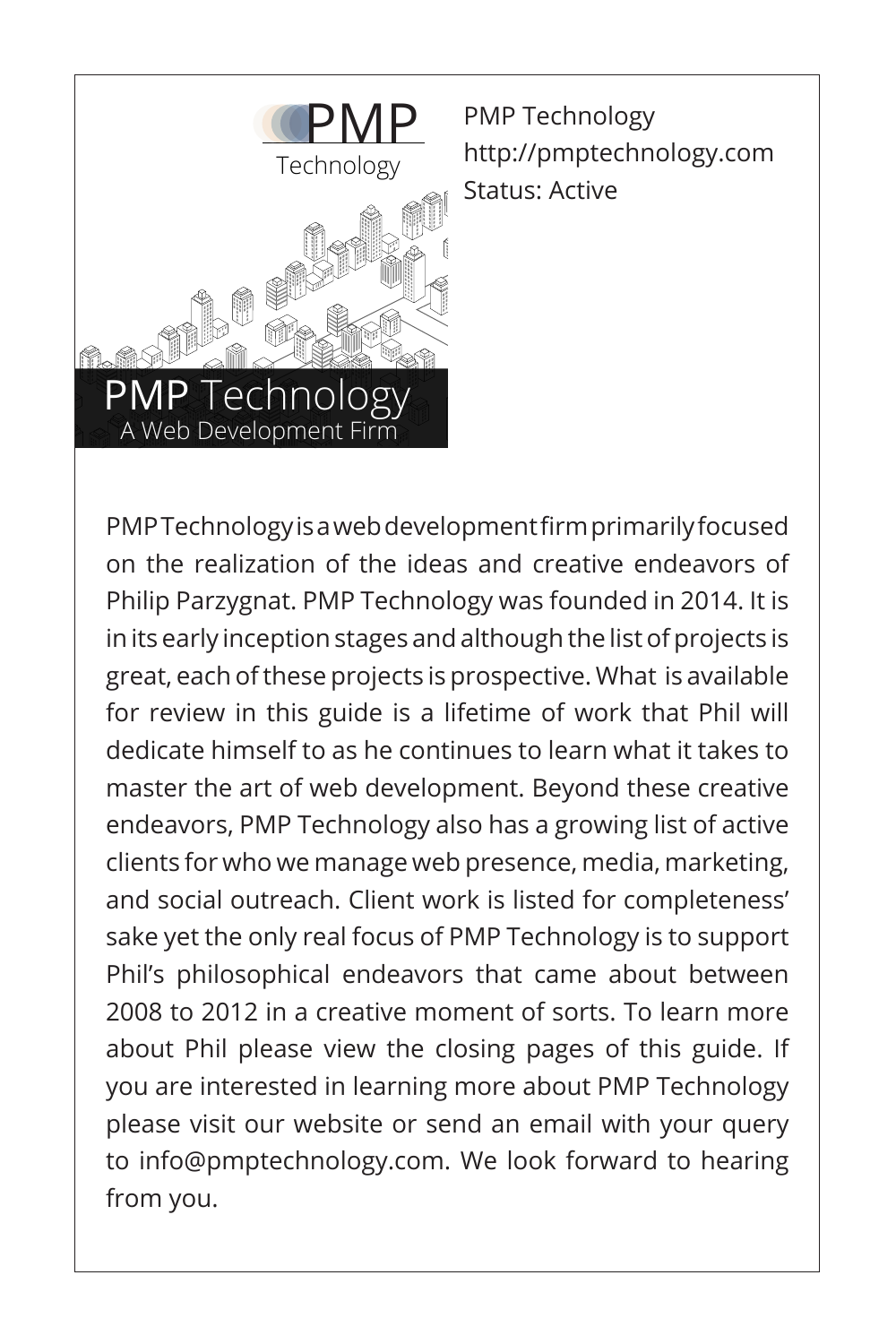PMP Technology
http://pmptechnology.com
Status: Active

PMP Technology is a web development firm primarily focused on the realization of the ideas and creative endeavors of Philip Parzygnat. PMP Technology was founded in 2014. It is in its early inception stages and although the list of projects is great, each of these projects is prospective. What is available for review in this guide is a lifetime of work that Phil will dedicate himself to as he continues to learn what it takes to master the art of web development. Beyond these creative endeavors, PMP Technology also has a growing list of active clients for who we manage web presence, media, marketing, and social outreach. Client work is listed for completeness' sake yet the only real focus of PMP Technology is to support Phil's philosophical endeavors that came about between 2008 to 2012 in a creative moment of sorts. To learn more about Phil please view the closing pages of this guide. If you are interested in learning more about PMP Technology please visit our website or send an email with your query to info@pmptechnology.com. We look forward to hearing from you.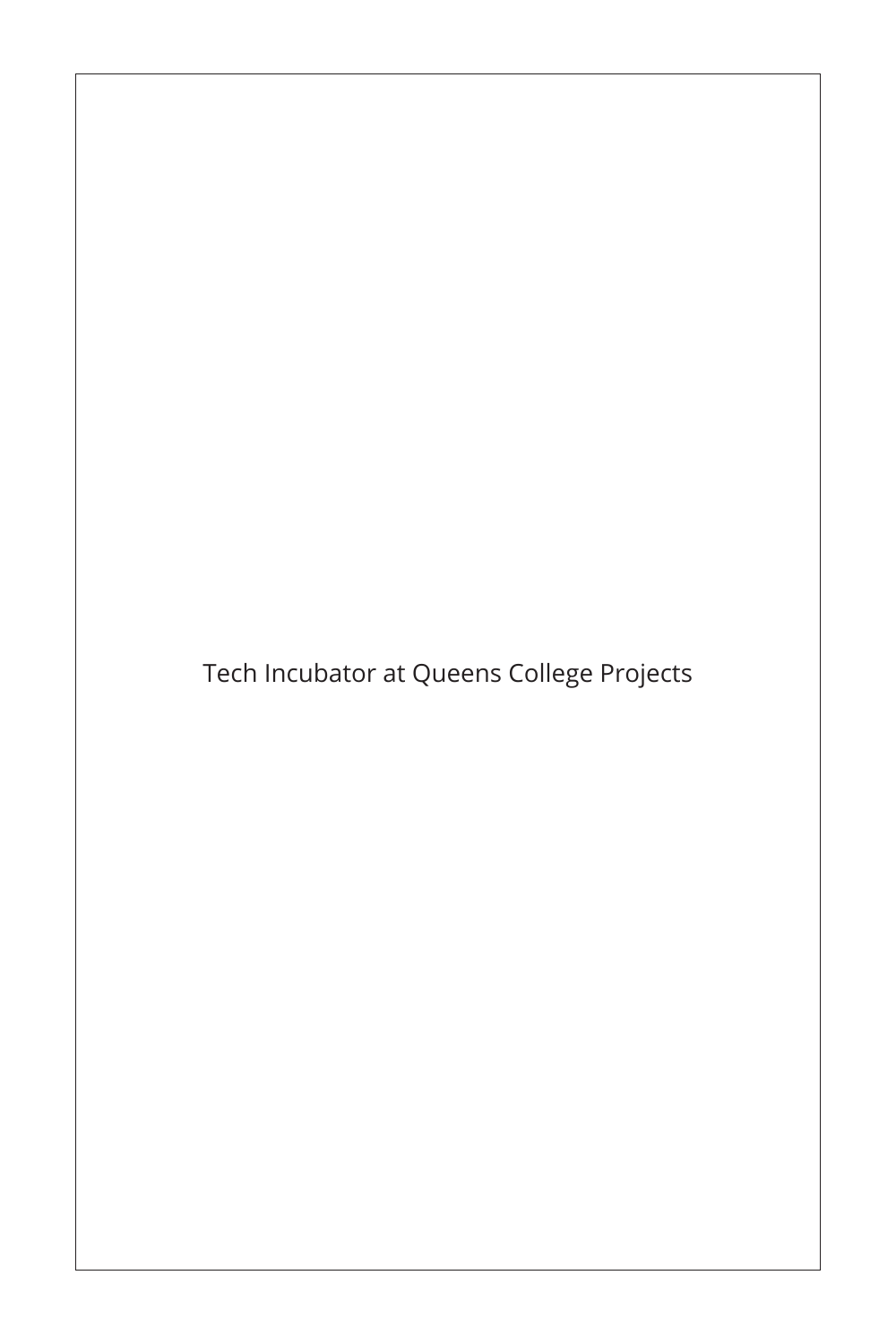Tech Incubator at Queens College Projects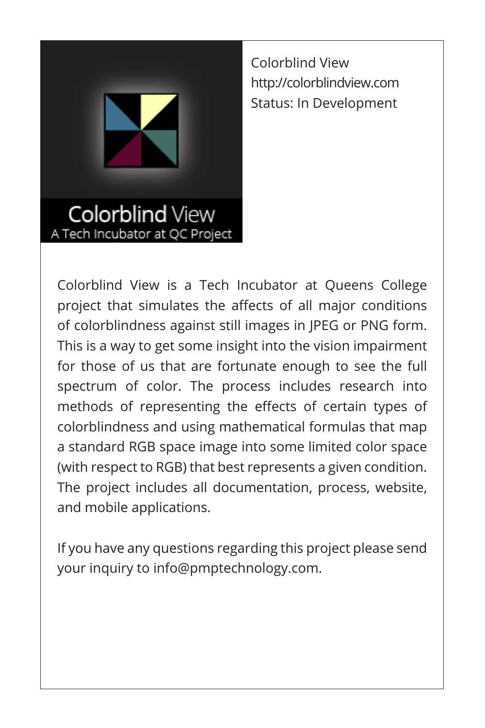Colorblind View
http://colorblindview.com
Status: In Development

Colorblind View is a Tech Incubator at Queens College project that simulates the affects of all major conditions of colorblindness against still images in JPEG or PNG form. This is a way to get some insight into the vision impairment for those of us that are fortunate enough to see the full spectrum of color. The process includes research into methods of representing the effects of certain types of colorblindness and using mathematical formulas that map a standard RGB space image into some limited color space (with respect to RGB) that best represents a given condition. The project includes all documentation, process, website, and mobile applications.

If you have any questions regarding this project please send your inquiry to info@pmptechnology.com.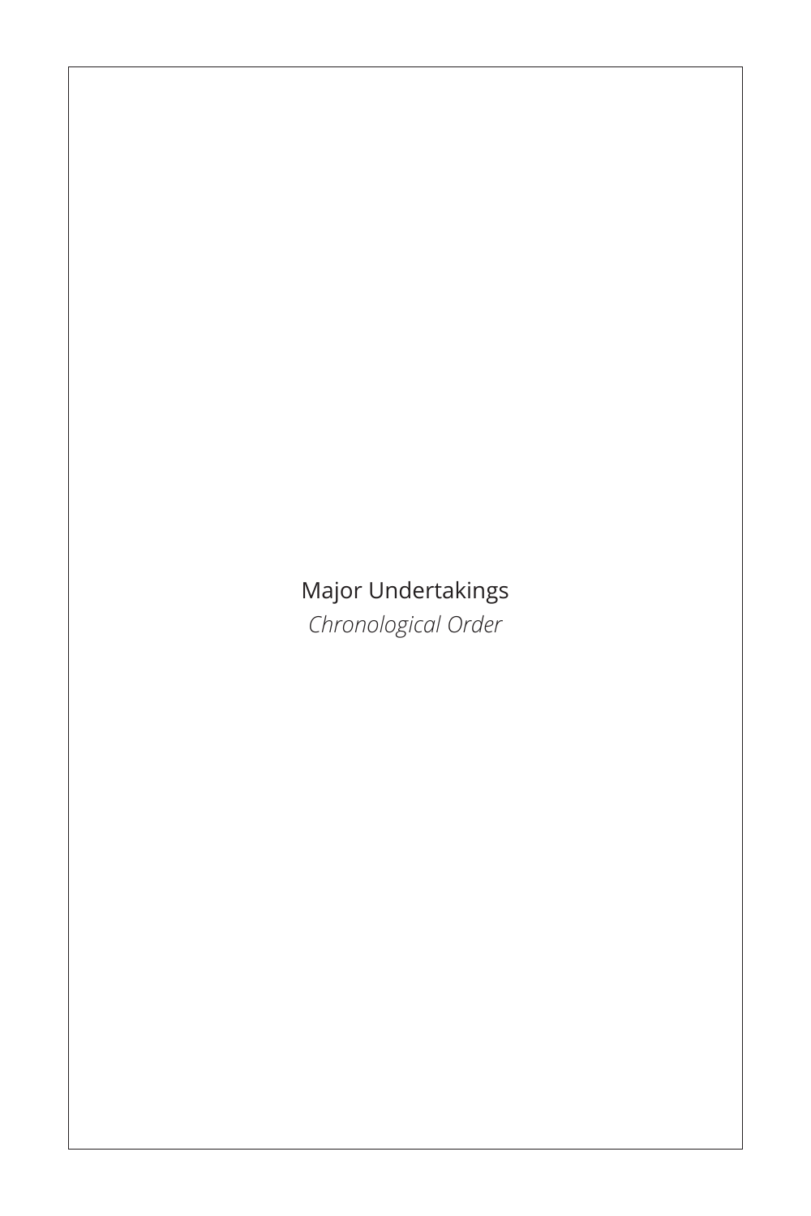# Major Undertakings

*Chronological Order*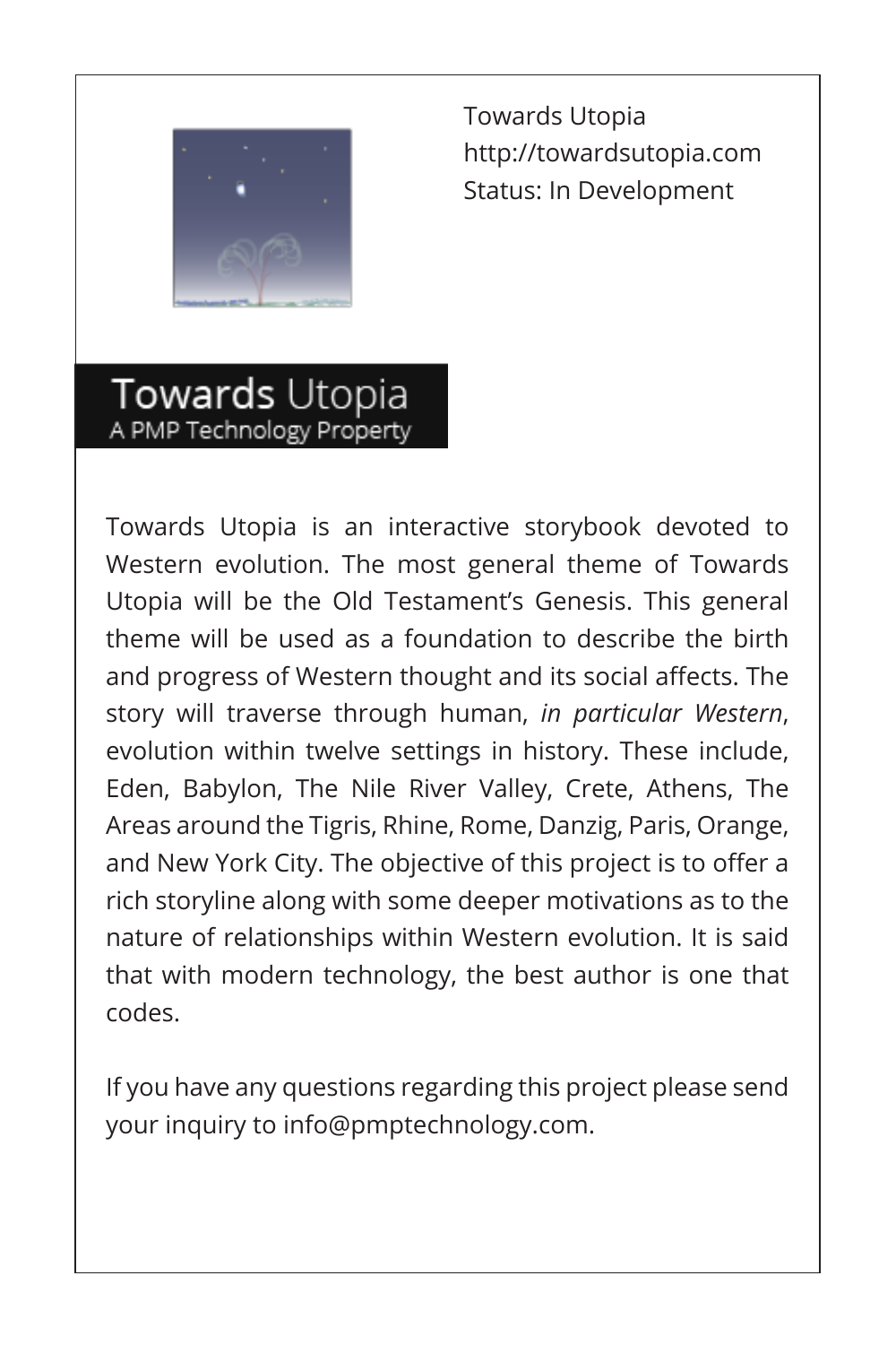Towards Utopia
http://towardsutopia.com
Status: In Development

# Towards Utopia
A PMP Technology Property

Towards Utopia is an interactive storybook devoted to Western evolution. The most general theme of Towards Utopia will be the Old Testament's Genesis. This general theme will be used as a foundation to describe the birth and progress of Western thought and its social affects. The story will traverse through human, *in particular Western*, evolution within twelve settings in history. These include, Eden, Babylon, The Nile River Valley, Crete, Athens, The Areas around the Tigris, Rhine, Rome, Danzig, Paris, Orange, and New York City. The objective of this project is to offer a rich storyline along with some deeper motivations as to the nature of relationships within Western evolution. It is said that with modern technology, the best author is one that codes.

If you have any questions regarding this project please send your inquiry to info@pmptechnology.com.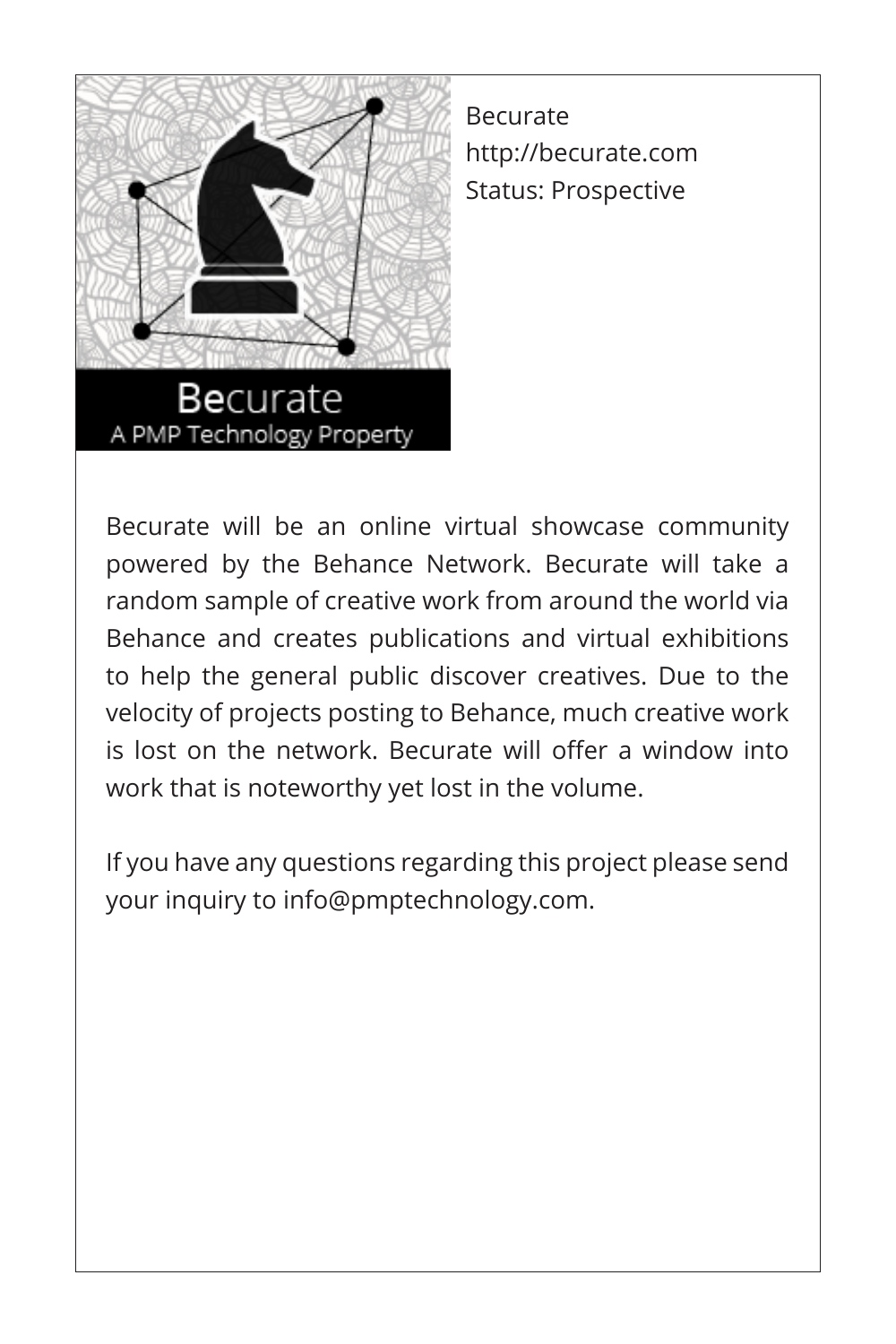Becurate
http://becurate.com
Status: Prospective

Becurate will be an online virtual showcase community powered by the Behance Network. Becurate will take a random sample of creative work from around the world via Behance and creates publications and virtual exhibitions to help the general public discover creatives. Due to the velocity of projects posting to Behance, much creative work is lost on the network. Becurate will offer a window into work that is noteworthy yet lost in the volume.

If you have any questions regarding this project please send your inquiry to info@pmptechnology.com.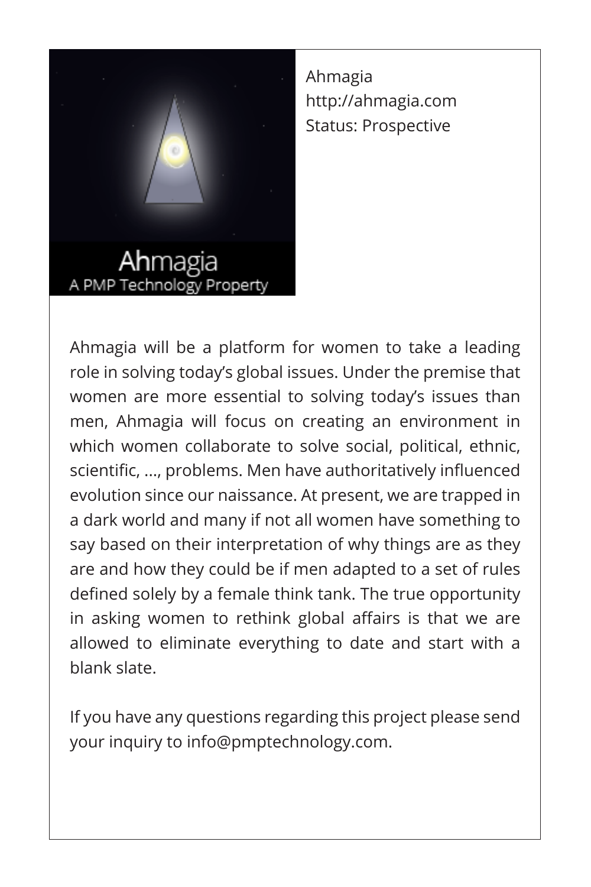Ahmagia
http://ahmagia.com
Status: Prospective

Ahmagia will be a platform for women to take a leading role in solving today's global issues. Under the premise that women are more essential to solving today's issues than men, Ahmagia will focus on creating an environment in which women collaborate to solve social, political, ethnic, scientific, ..., problems. Men have authoritatively influenced evolution since our naissance. At present, we are trapped in a dark world and many if not all women have something to say based on their interpretation of why things are as they are and how they could be if men adapted to a set of rules defined solely by a female think tank. The true opportunity in asking women to rethink global affairs is that we are allowed to eliminate everything to date and start with a blank slate.

If you have any questions regarding this project please send your inquiry to info@pmptechnology.com.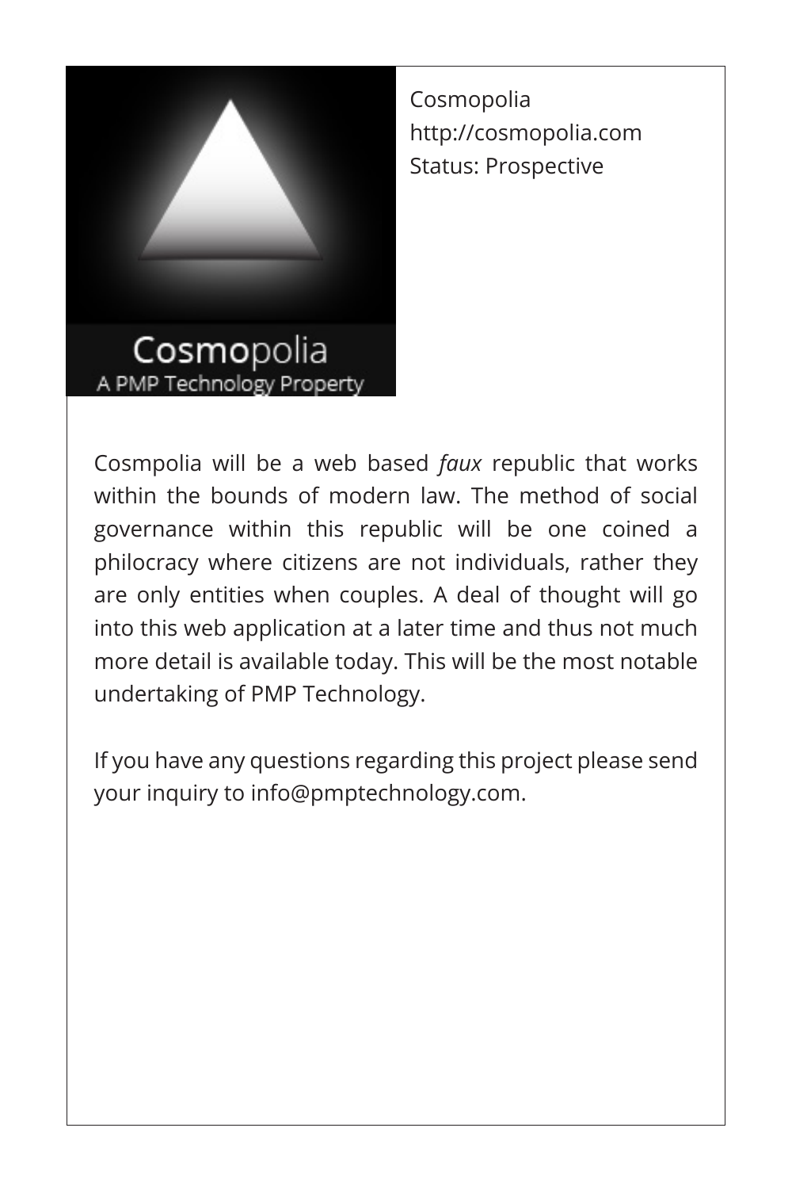Cosmopolia
http://cosmopolia.com
Status: Prospective

Cosmpolia will be a web based *faux* republic that works within the bounds of modern law. The method of social governance within this republic will be one coined a philocracy where citizens are not individuals, rather they are only entities when couples. A deal of thought will go into this web application at a later time and thus not much more detail is available today. This will be the most notable undertaking of PMP Technology.

If you have any questions regarding this project please send your inquiry to info@pmptechnology.com.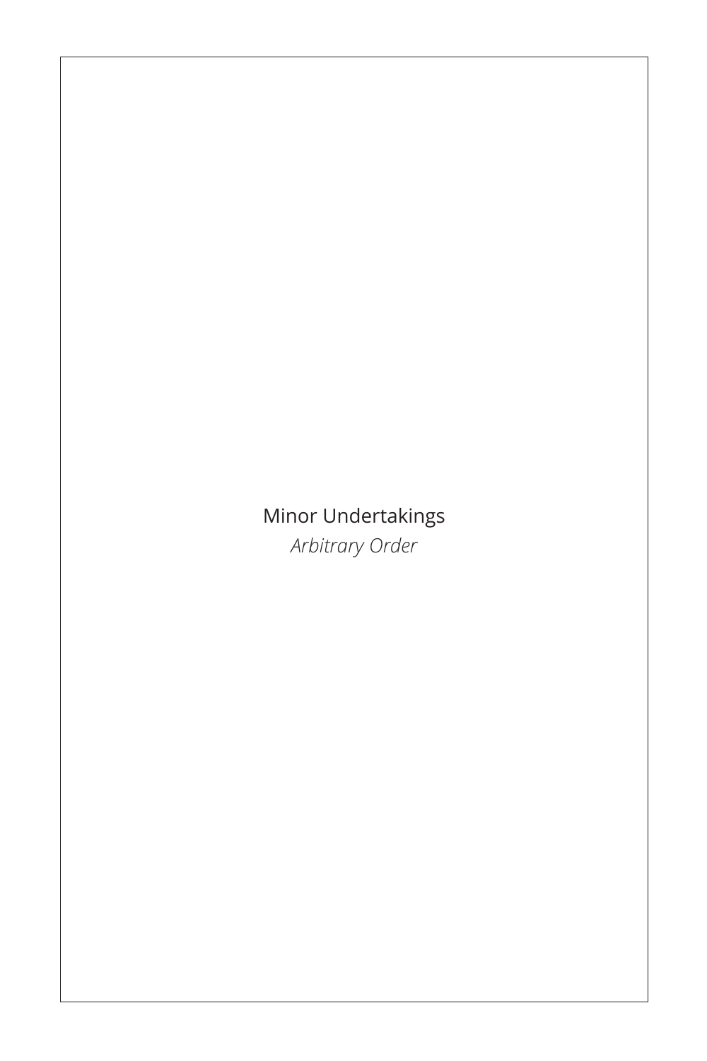# Minor Undertakings

*Arbitrary Order*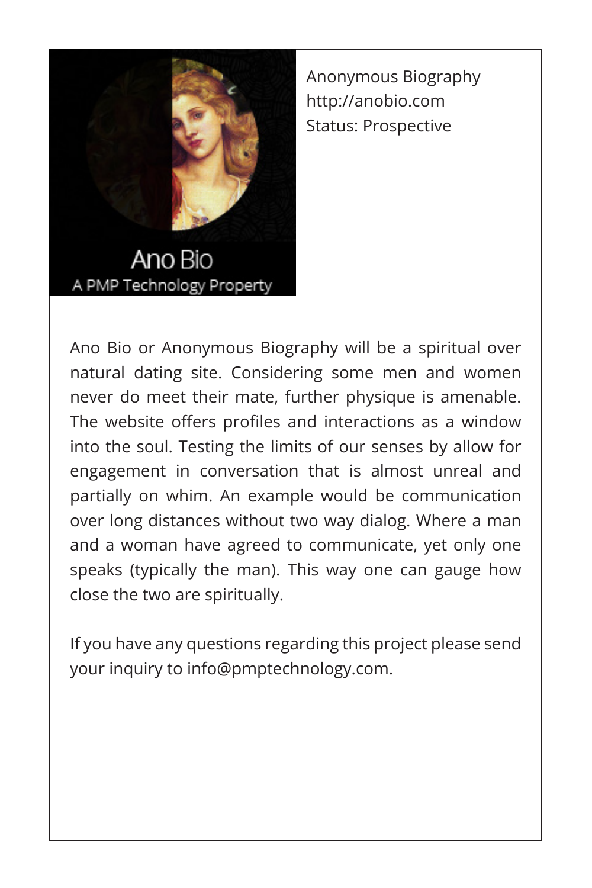Anonymous Biography
http://anobio.com
Status: Prospective

Ano Bio
A PMP Technology Property

Ano Bio or Anonymous Biography will be a spiritual over natural dating site. Considering some men and women never do meet their mate, further physique is amenable. The website offers profiles and interactions as a window into the soul. Testing the limits of our senses by allow for engagement in conversation that is almost unreal and partially on whim. An example would be communication over long distances without two way dialog. Where a man and a woman have agreed to communicate, yet only one speaks (typically the man). This way one can gauge how close the two are spiritually.

If you have any questions regarding this project please send your inquiry to info@pmptechnology.com.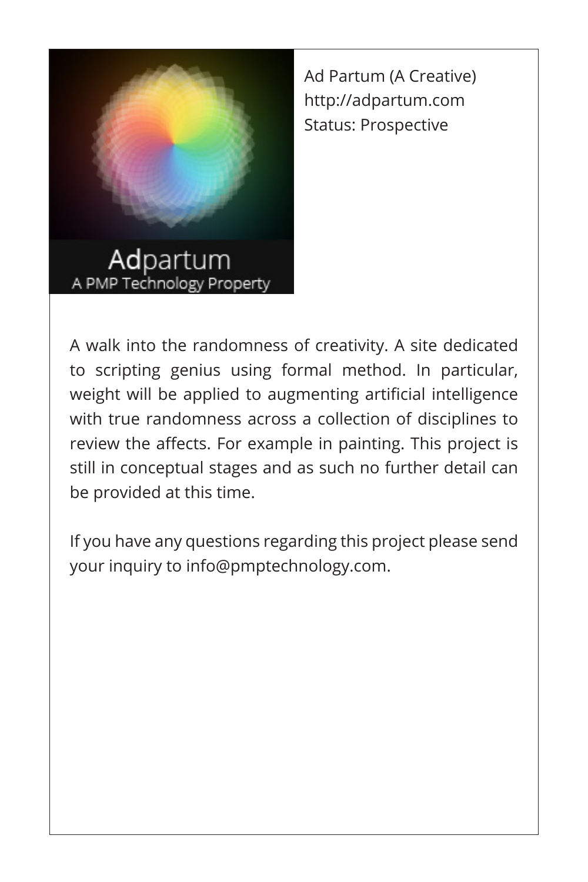Ad Partum (A Creative)
http://adpartum.com
Status: Prospective

A walk into the randomness of creativity. A site dedicated to scripting genius using formal method. In particular, weight will be applied to augmenting artificial intelligence with true randomness across a collection of disciplines to review the affects. For example in painting. This project is still in conceptual stages and as such no further detail can be provided at this time.

If you have any questions regarding this project please send your inquiry to info@pmptechnology.com.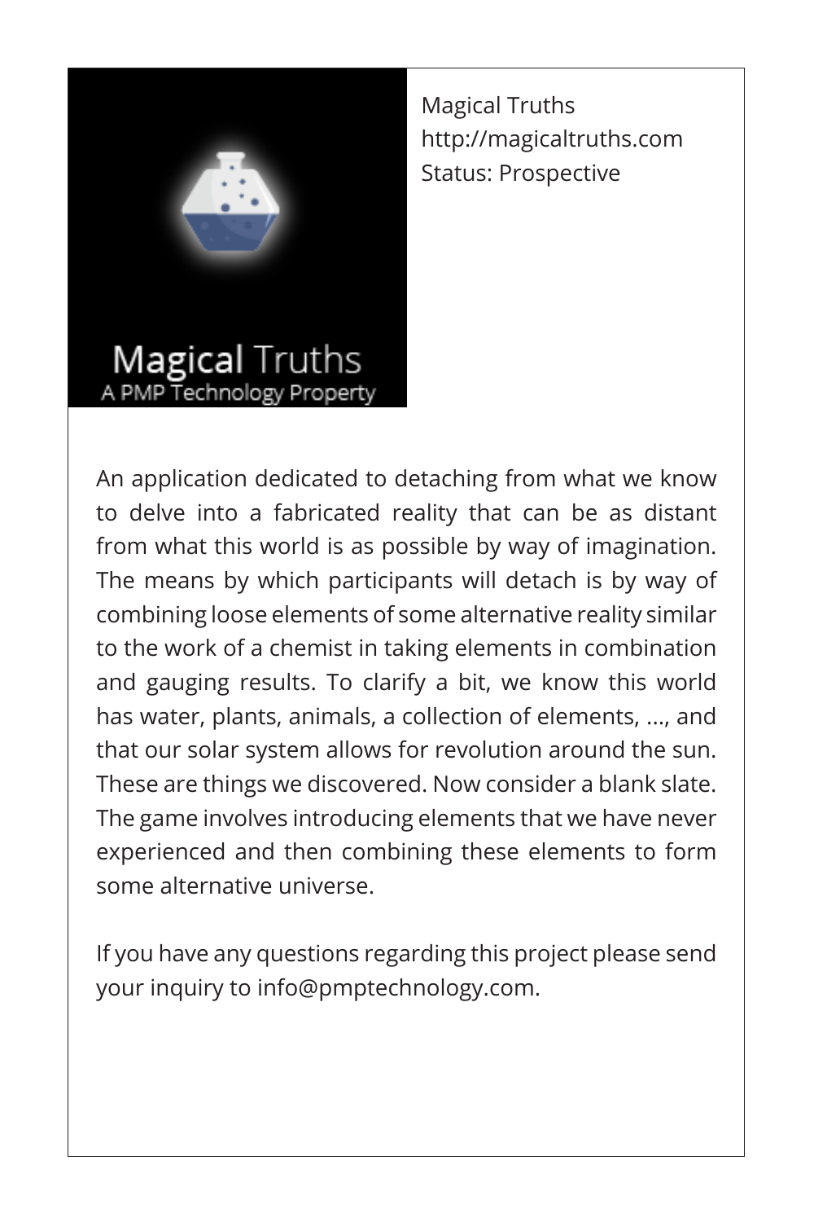Magical Truths
http://magicaltruths.com
Status: Prospective

An application dedicated to detaching from what we know to delve into a fabricated reality that can be as distant from what this world is as possible by way of imagination. The means by which participants will detach is by way of combining loose elements of some alternative reality similar to the work of a chemist in taking elements in combination and gauging results. To clarify a bit, we know this world has water, plants, animals, a collection of elements, ..., and that our solar system allows for revolution around the sun. These are things we discovered. Now consider a blank slate. The game involves introducing elements that we have never experienced and then combining these elements to form some alternative universe.

If you have any questions regarding this project please send your inquiry to info@pmptechnology.com.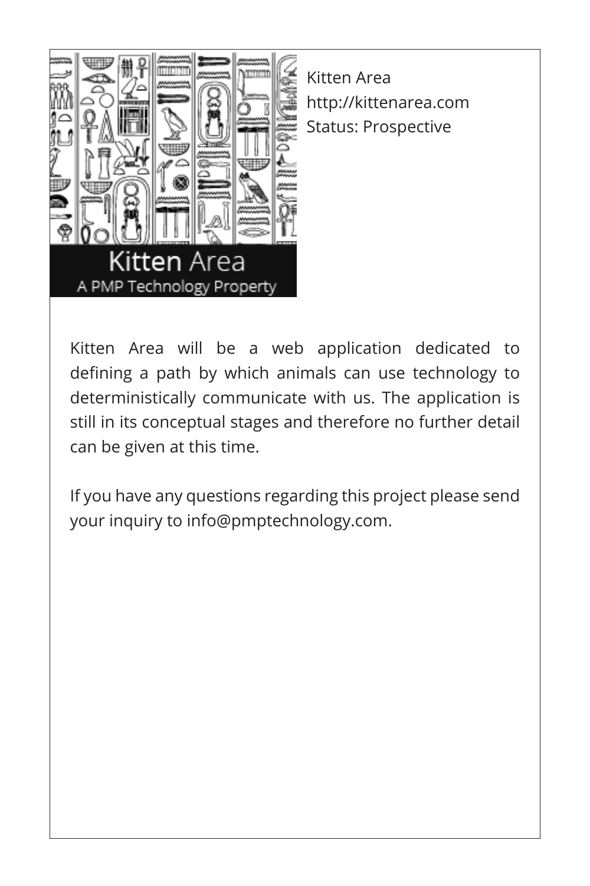Kitten Area
http://kittenarea.com
Status: Prospective

Kitten Area will be a web application dedicated to defining a path by which animals can use technology to deterministically communicate with us. The application is still in its conceptual stages and therefore no further detail can be given at this time.

If you have any questions regarding this project please send your inquiry to info@pmptechnology.com.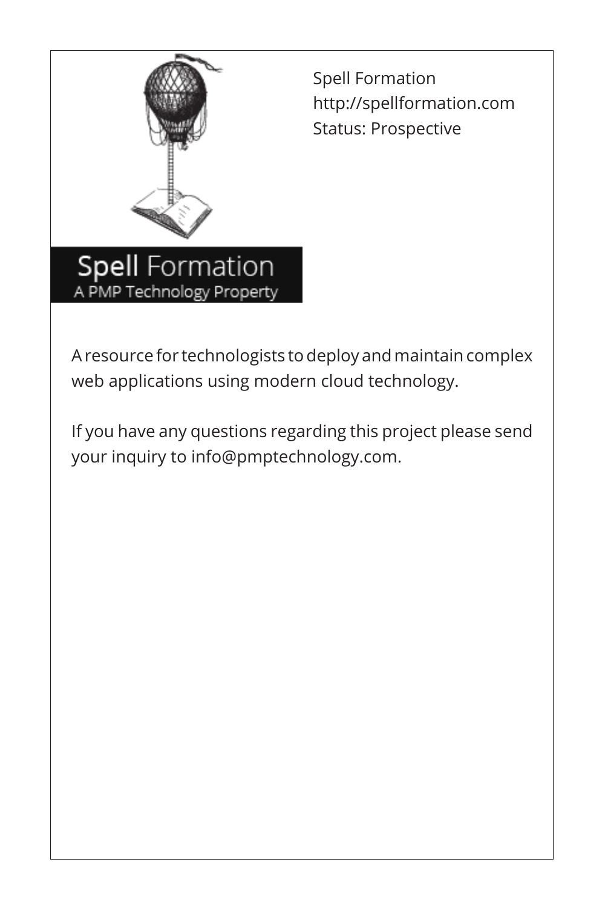Spell Formation
http://spellformation.com
Status: Prospective

Spell Formation
A PMP Technology Property

A resource for technologists to deploy and maintain complex web applications using modern cloud technology.

If you have any questions regarding this project please send your inquiry to info@pmptechnology.com.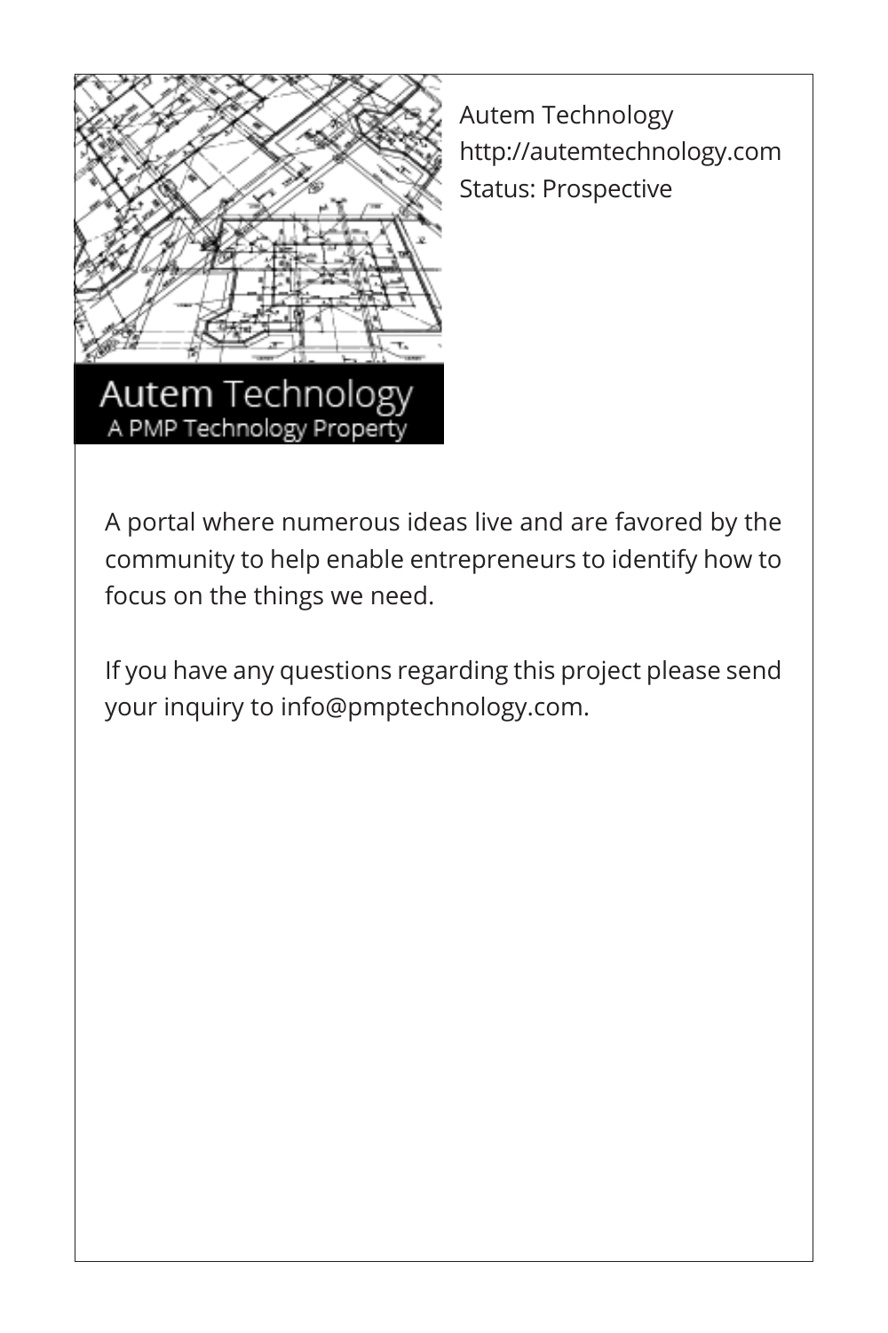Autem Technology
http://autemtechnology.com
Status: Prospective

A portal where numerous ideas live and are favored by the community to help enable entrepreneurs to identify how to focus on the things we need.

If you have any questions regarding this project please send your inquiry to info@pmptechnology.com.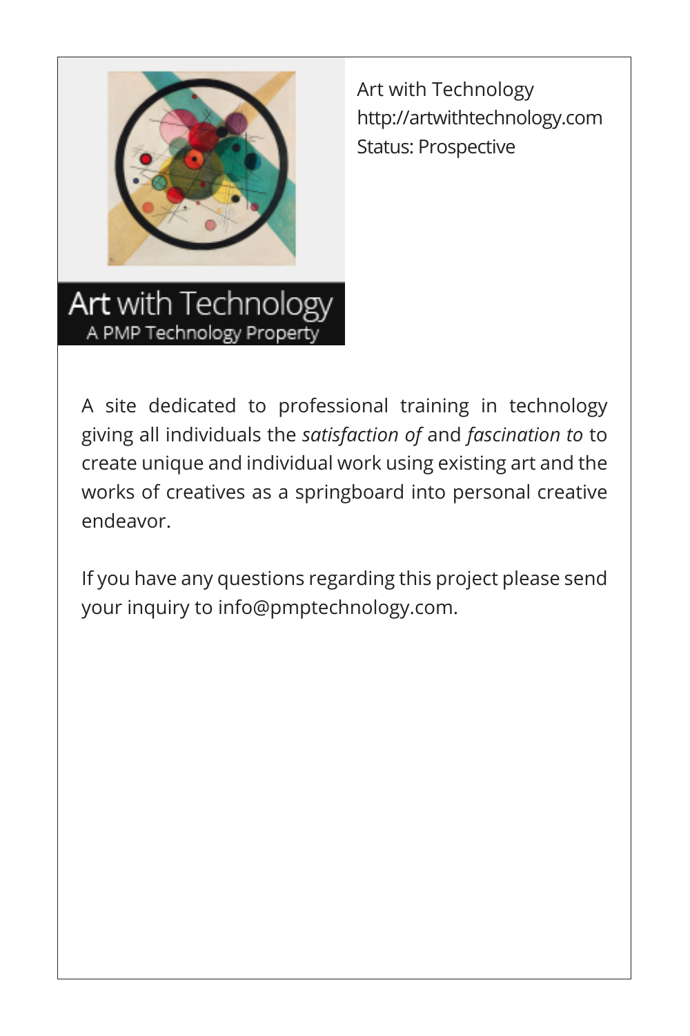Art with Technology
A PMP Technology Property

Art with Technology
http://artwithtechnology.com
Status: Prospective

A site dedicated to professional training in technology giving all individuals the *satisfaction of* and *fascination to* to create unique and individual work using existing art and the works of creatives as a springboard into personal creative endeavor.

If you have any questions regarding this project please send your inquiry to info@pmptechnology.com.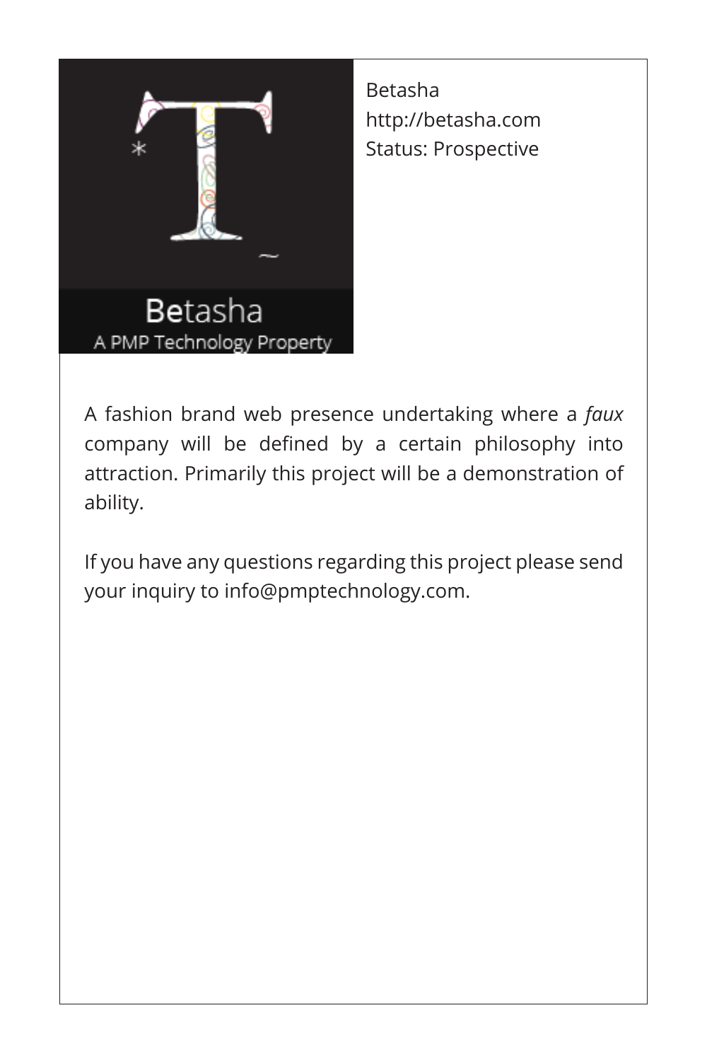Betasha
http://betasha.com
Status: Prospective

A fashion brand web presence undertaking where a *faux* company will be defined by a certain philosophy into attraction. Primarily this project will be a demonstration of ability.

If you have any questions regarding this project please send your inquiry to info@pmptechnology.com.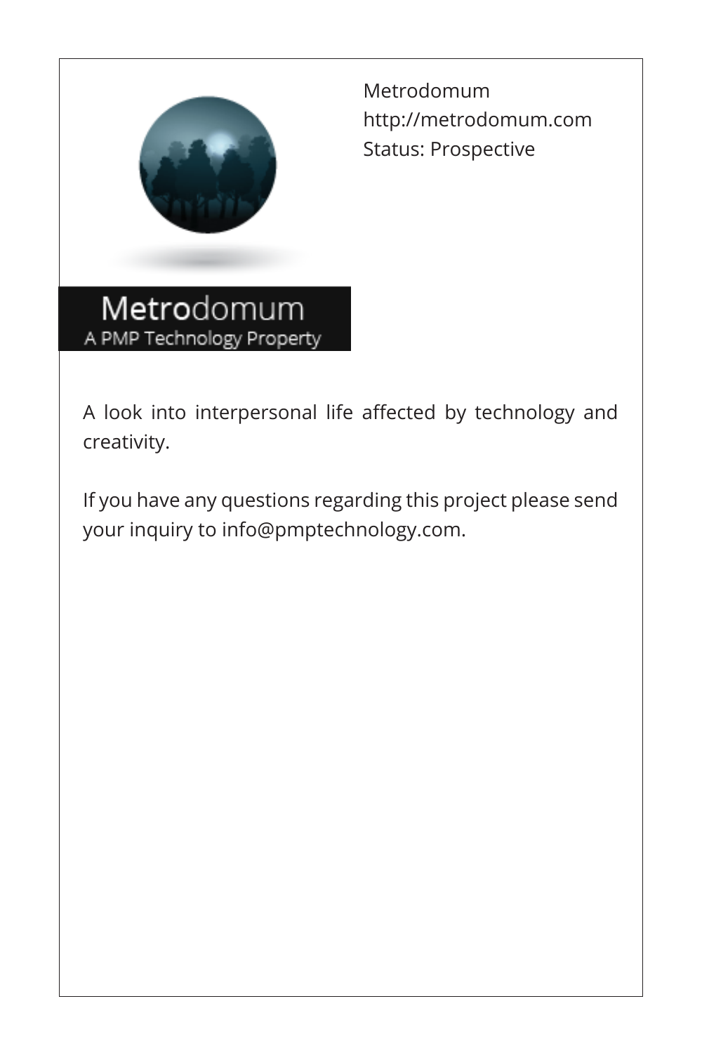Metrodomum
A PMP Technology Property

Metrodomum
http://metrodomum.com
Status: Prospective

A look into interpersonal life affected by technology and creativity.

If you have any questions regarding this project please send your inquiry to info@pmptechnology.com.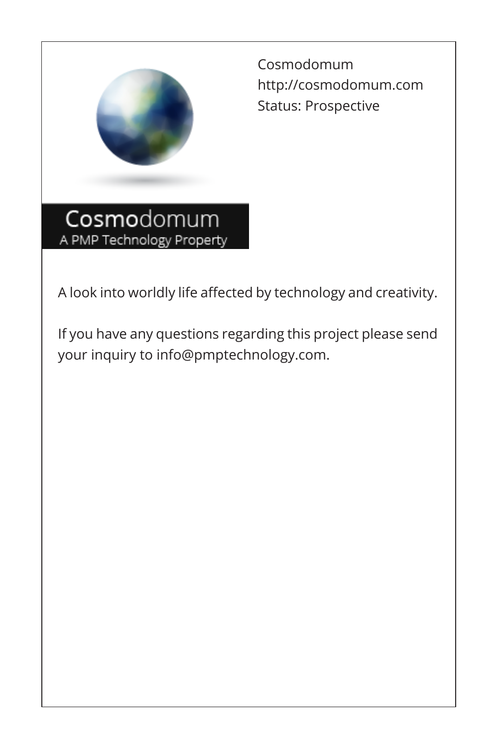Cosmodomum
http://cosmodomum.com
Status: Prospective

Cosmodomum
A PMP Technology Property

A look into worldly life affected by technology and creativity.

If you have any questions regarding this project please send your inquiry to info@pmptechnology.com.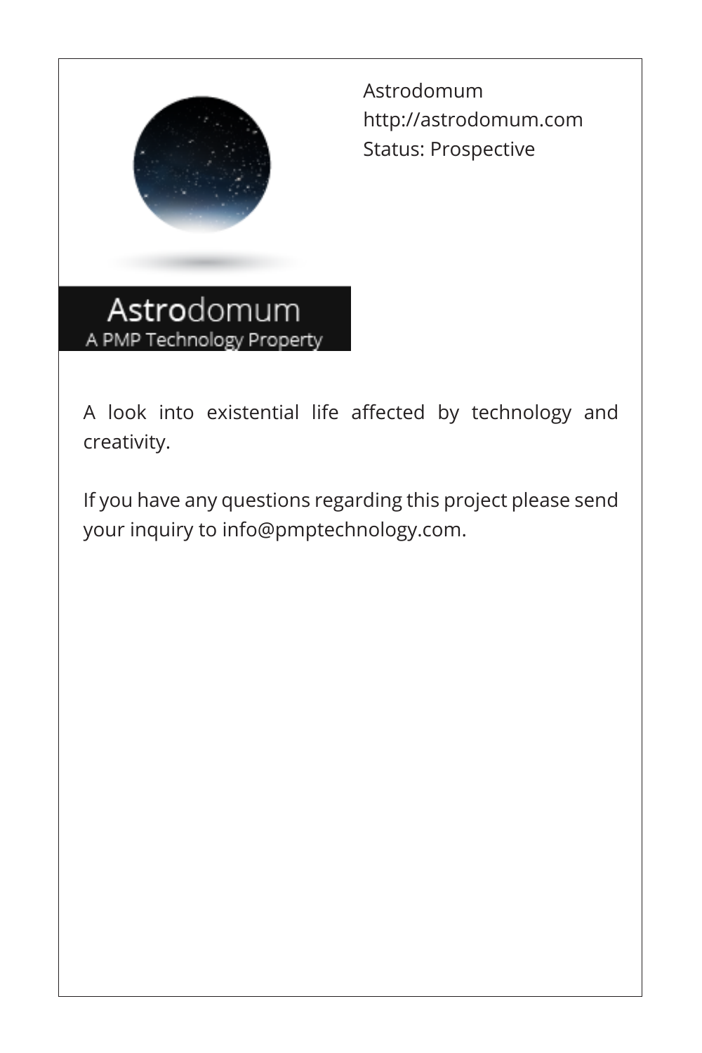Astrodomum
http://astrodomum.com
Status: Prospective

Astrodomum
A PMP Technology Property

A look into existential life affected by technology and creativity.

If you have any questions regarding this project please send your inquiry to info@pmptechnology.com.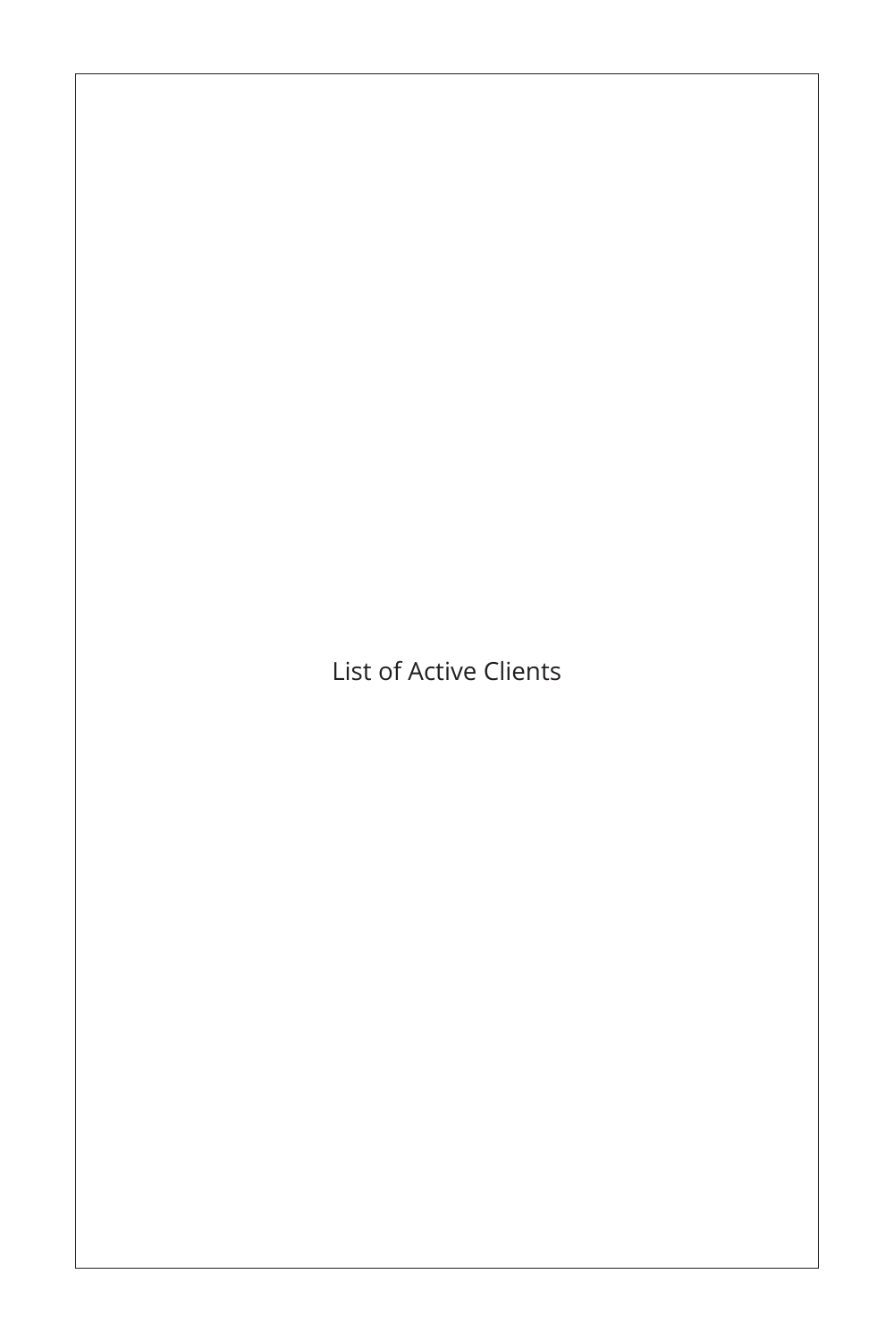List of Active Clients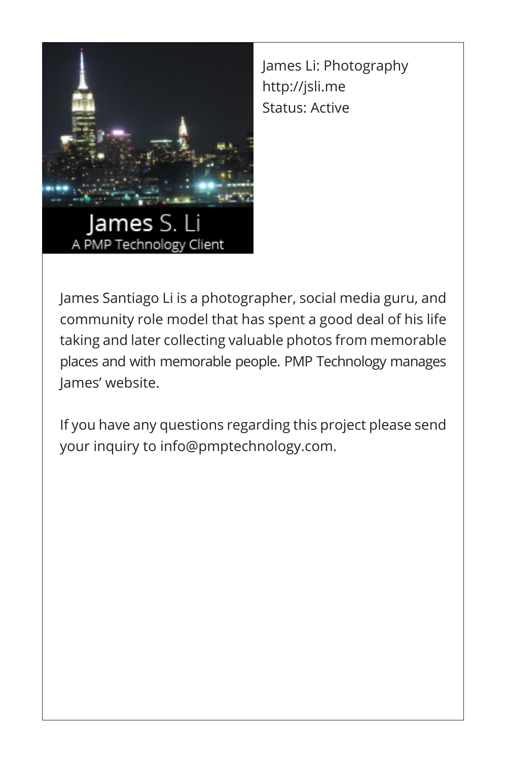James Li: Photography
http://jsli.me
Status: Active

James Santiago Li is a photographer, social media guru, and community role model that has spent a good deal of his life taking and later collecting valuable photos from memorable places and with memorable people. PMP Technology manages James' website.

If you have any questions regarding this project please send your inquiry to info@pmptechnology.com.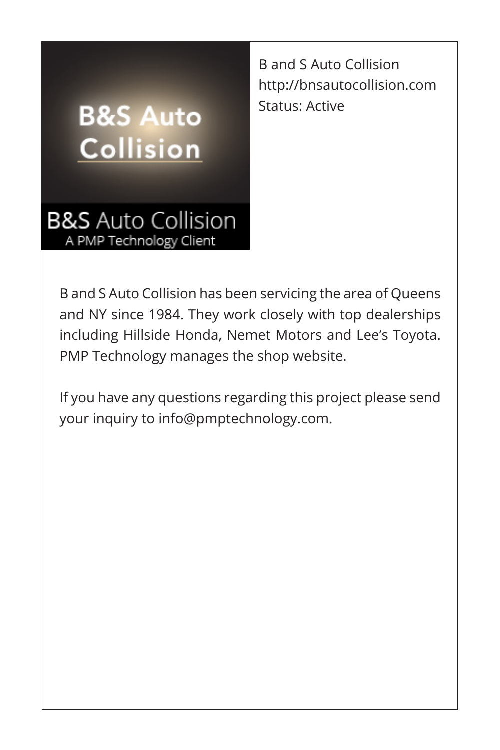B and S Auto Collision
http://bnsautocollision.com
Status: Active

B and S Auto Collision has been servicing the area of Queens and NY since 1984. They work closely with top dealerships including Hillside Honda, Nemet Motors and Lee's Toyota. PMP Technology manages the shop website.

If you have any questions regarding this project please send your inquiry to info@pmptechnology.com.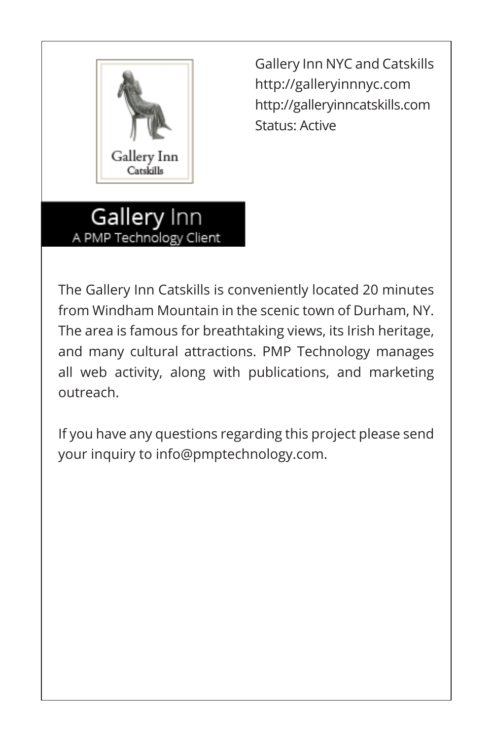Gallery Inn NYC and Catskills
http://galleryinnnyc.com
http://galleryinncatskills.com
Status: Active

## Gallery Inn
A PMP Technology Client

The Gallery Inn Catskills is conveniently located 20 minutes from Windham Mountain in the scenic town of Durham, NY. The area is famous for breathtaking views, its Irish heritage, and many cultural attractions. PMP Technology manages all web activity, along with publications, and marketing outreach.

If you have any questions regarding this project please send your inquiry to info@pmptechnology.com.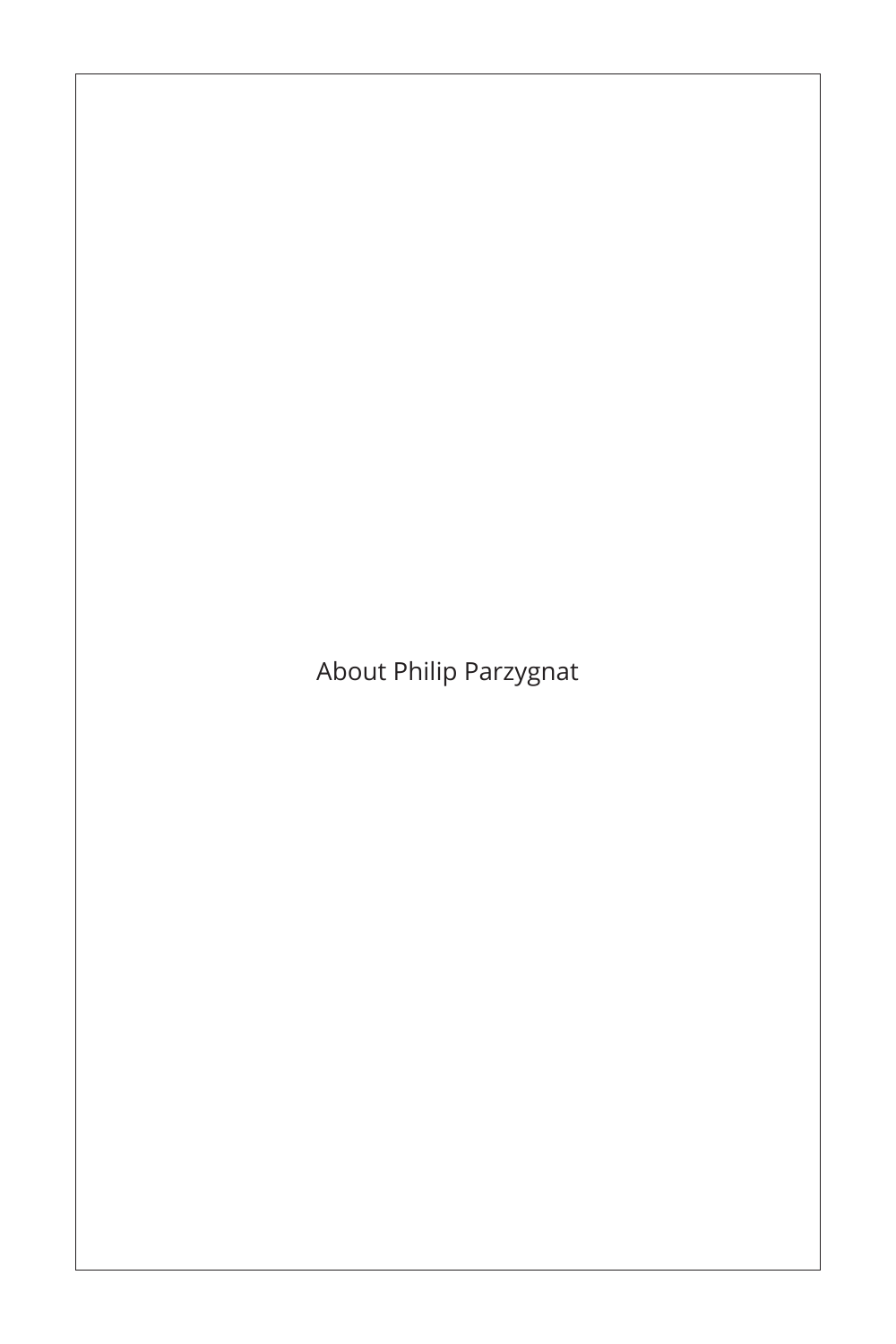About Philip Parzygnat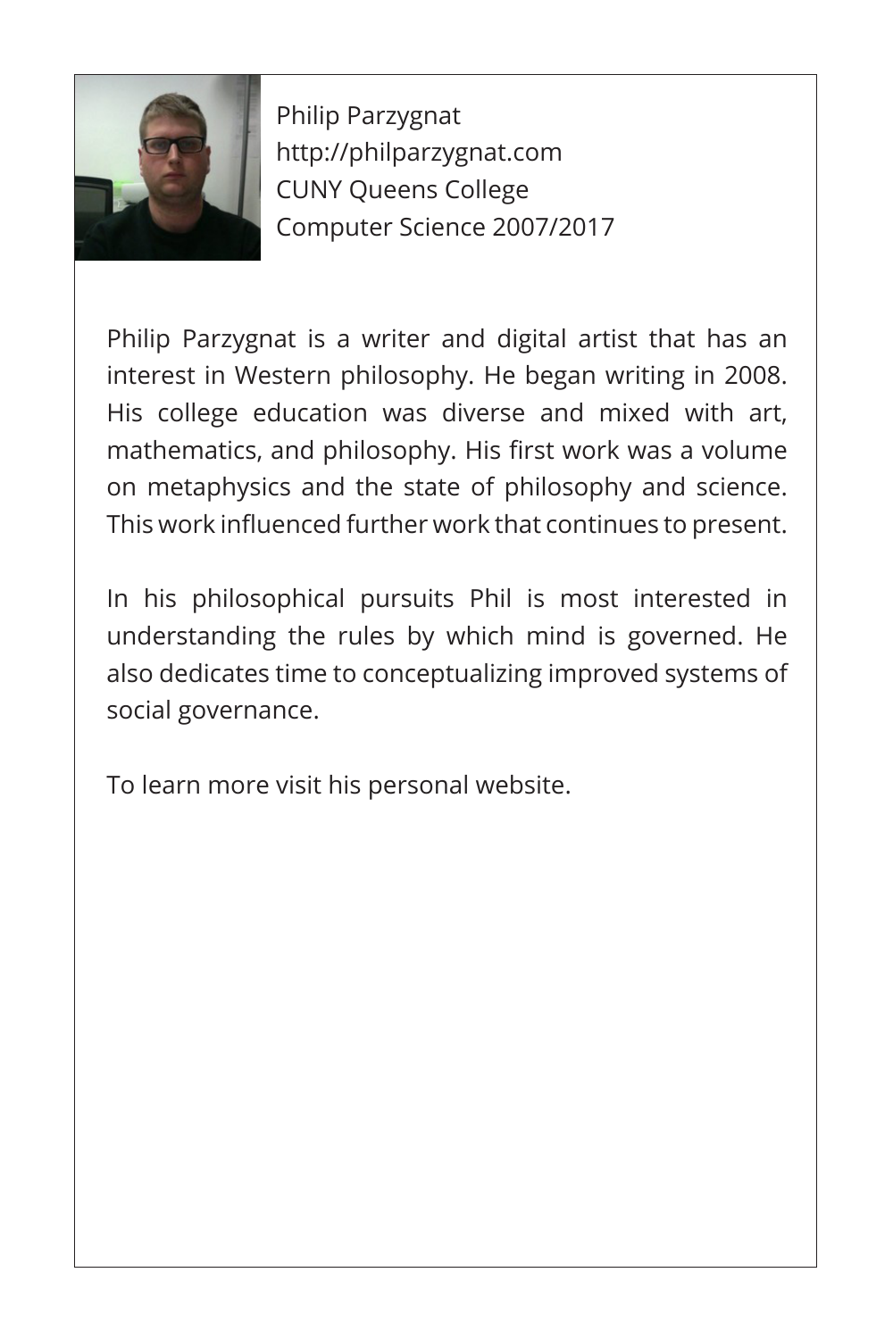Philip Parzygnat
http://philparzygnat.com
CUNY Queens College
Computer Science 2007/2017

Philip Parzygnat is a writer and digital artist that has an interest in Western philosophy. He began writing in 2008. His college education was diverse and mixed with art, mathematics, and philosophy. His first work was a volume on metaphysics and the state of philosophy and science. This work influenced further work that continues to present.

In his philosophical pursuits Phil is most interested in understanding the rules by which mind is governed. He also dedicates time to conceptualizing improved systems of social governance.

To learn more visit his personal website.